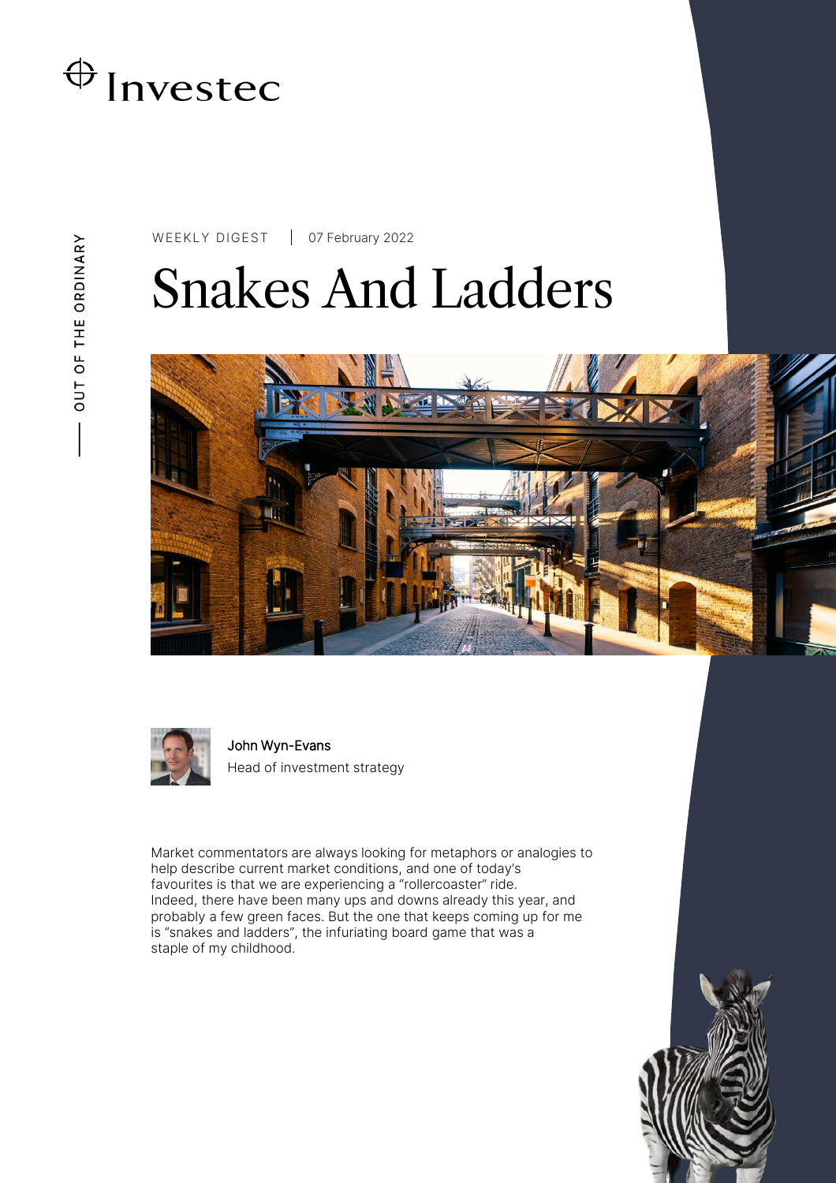OUT OF THE ORDINARY

WEEKLY DIGEST | 07 February 2022

# Snakes And Ladders

John Wyn-Evans
Head of investment strategy

Market commentators are always looking for metaphors or analogies to help describe current market conditions, and one of today's favourites is that we are experiencing a "rollercoaster" ride. Indeed, there have been many ups and downs already this year, and probably a few green faces. But the one that keeps coming up for me is "snakes and ladders", the infuriating board game that was a staple of my childhood.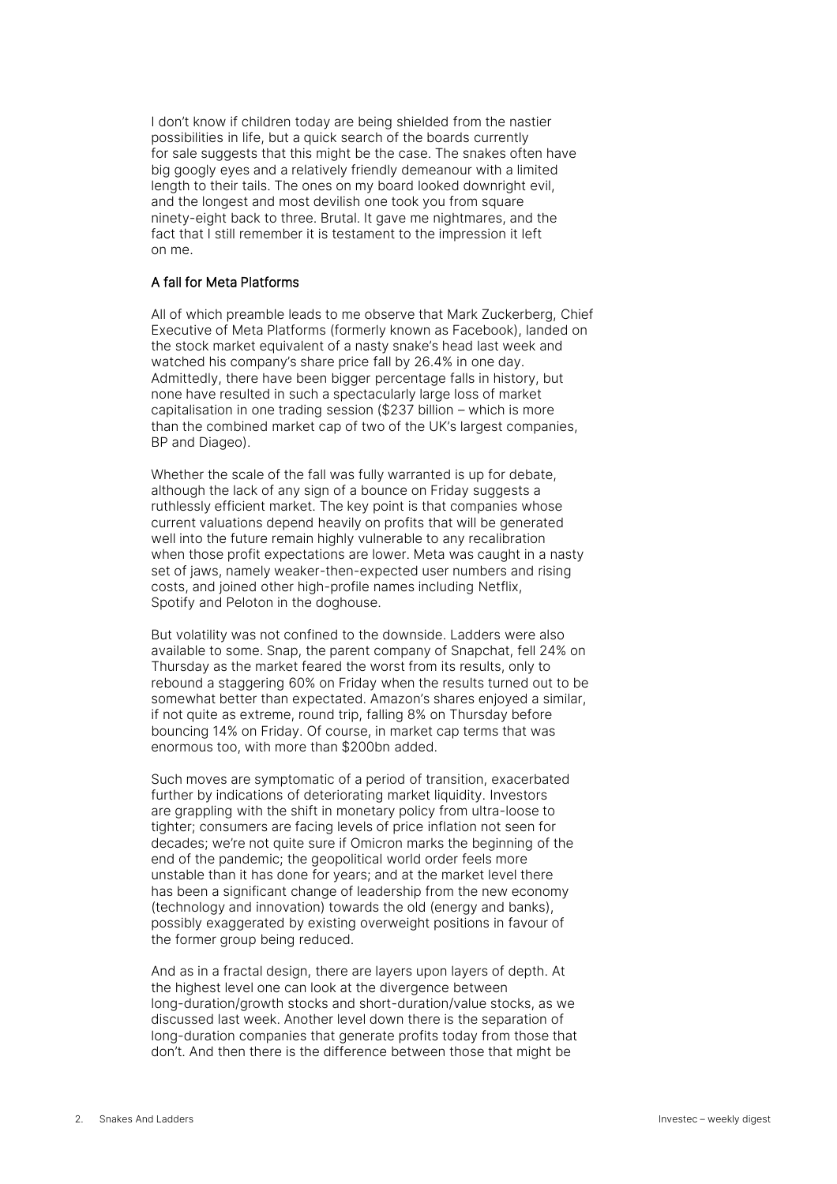I don't know if children today are being shielded from the nastier possibilities in life, but a quick search of the boards currently for sale suggests that this might be the case. The snakes often have big googly eyes and a relatively friendly demeanour with a limited length to their tails. The ones on my board looked downright evil, and the longest and most devilish one took you from square ninety-eight back to three. Brutal. It gave me nightmares, and the fact that I still remember it is testament to the impression it left on me.

### A fall for Meta Platforms

All of which preamble leads to me observe that Mark Zuckerberg, Chief Executive of Meta Platforms (formerly known as Facebook), landed on the stock market equivalent of a nasty snake's head last week and watched his company's share price fall by 26.4% in one day. Admittedly, there have been bigger percentage falls in history, but none have resulted in such a spectacularly large loss of market capitalisation in one trading session ($237 billion – which is more than the combined market cap of two of the UK's largest companies, BP and Diageo).

Whether the scale of the fall was fully warranted is up for debate, although the lack of any sign of a bounce on Friday suggests a ruthlessly efficient market. The key point is that companies whose current valuations depend heavily on profits that will be generated well into the future remain highly vulnerable to any recalibration when those profit expectations are lower. Meta was caught in a nasty set of jaws, namely weaker-then-expected user numbers and rising costs, and joined other high-profile names including Netflix, Spotify and Peloton in the doghouse.

But volatility was not confined to the downside. Ladders were also available to some. Snap, the parent company of Snapchat, fell 24% on Thursday as the market feared the worst from its results, only to rebound a staggering 60% on Friday when the results turned out to be somewhat better than expectated. Amazon's shares enjoyed a similar, if not quite as extreme, round trip, falling 8% on Thursday before bouncing 14% on Friday. Of course, in market cap terms that was enormous too, with more than $200bn added.

Such moves are symptomatic of a period of transition, exacerbated further by indications of deteriorating market liquidity. Investors are grappling with the shift in monetary policy from ultra-loose to tighter; consumers are facing levels of price inflation not seen for decades; we're not quite sure if Omicron marks the beginning of the end of the pandemic; the geopolitical world order feels more unstable than it has done for years; and at the market level there has been a significant change of leadership from the new economy (technology and innovation) towards the old (energy and banks), possibly exaggerated by existing overweight positions in favour of the former group being reduced.

And as in a fractal design, there are layers upon layers of depth. At the highest level one can look at the divergence between long-duration/growth stocks and short-duration/value stocks, as we discussed last week. Another level down there is the separation of long-duration companies that generate profits today from those that don't. And then there is the difference between those that might be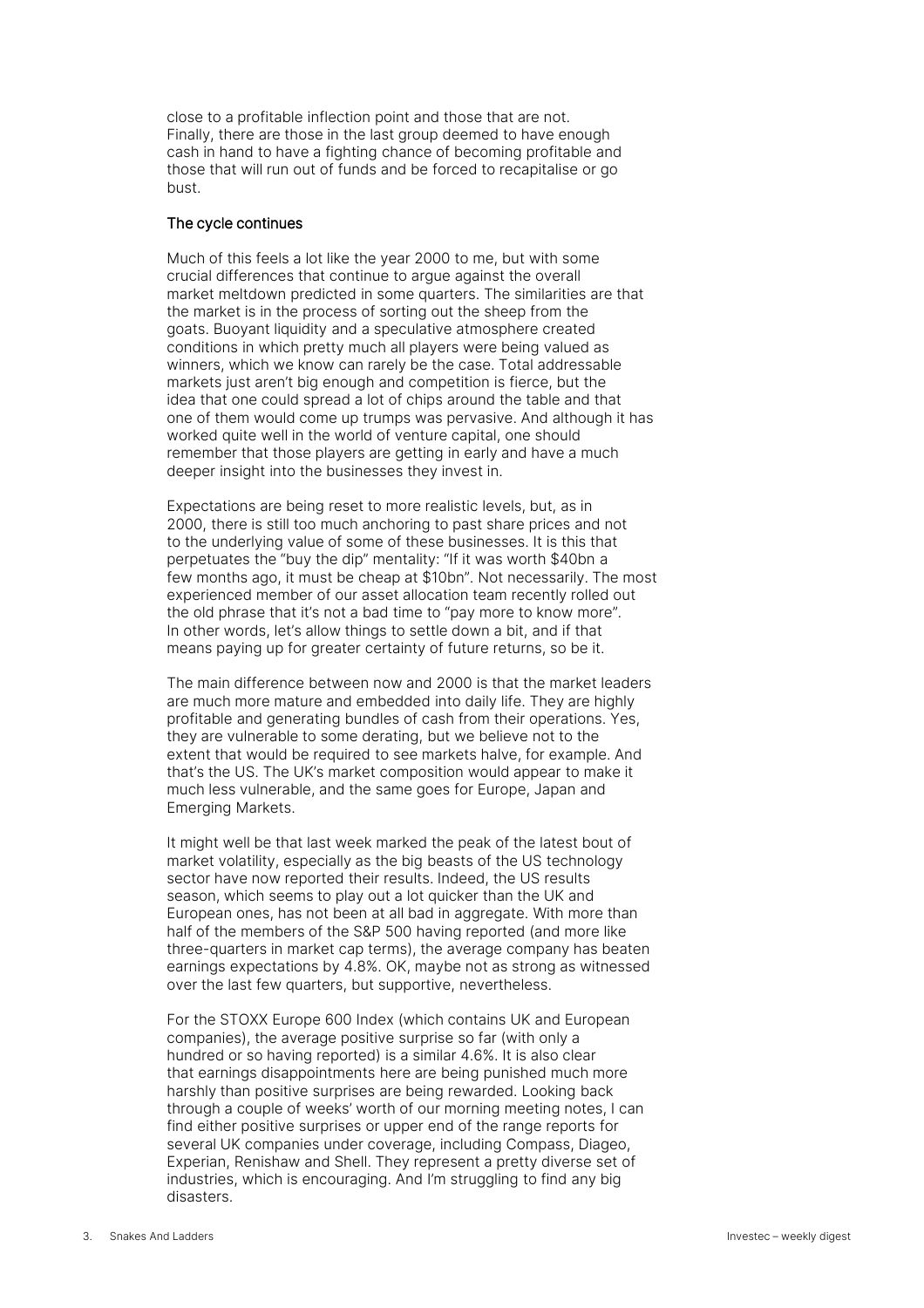close to a profitable inflection point and those that are not. Finally, there are those in the last group deemed to have enough cash in hand to have a fighting chance of becoming profitable and those that will run out of funds and be forced to recapitalise or go bust.

### The cycle continues

Much of this feels a lot like the year 2000 to me, but with some crucial differences that continue to argue against the overall market meltdown predicted in some quarters. The similarities are that the market is in the process of sorting out the sheep from the goats. Buoyant liquidity and a speculative atmosphere created conditions in which pretty much all players were being valued as winners, which we know can rarely be the case. Total addressable markets just aren't big enough and competition is fierce, but the idea that one could spread a lot of chips around the table and that one of them would come up trumps was pervasive. And although it has worked quite well in the world of venture capital, one should remember that those players are getting in early and have a much deeper insight into the businesses they invest in.

Expectations are being reset to more realistic levels, but, as in 2000, there is still too much anchoring to past share prices and not to the underlying value of some of these businesses. It is this that perpetuates the "buy the dip" mentality: "If it was worth $40bn a few months ago, it must be cheap at $10bn". Not necessarily. The most experienced member of our asset allocation team recently rolled out the old phrase that it's not a bad time to "pay more to know more". In other words, let's allow things to settle down a bit, and if that means paying up for greater certainty of future returns, so be it.

The main difference between now and 2000 is that the market leaders are much more mature and embedded into daily life. They are highly profitable and generating bundles of cash from their operations. Yes, they are vulnerable to some derating, but we believe not to the extent that would be required to see markets halve, for example. And that's the US. The UK's market composition would appear to make it much less vulnerable, and the same goes for Europe, Japan and Emerging Markets.

It might well be that last week marked the peak of the latest bout of market volatility, especially as the big beasts of the US technology sector have now reported their results. Indeed, the US results season, which seems to play out a lot quicker than the UK and European ones, has not been at all bad in aggregate. With more than half of the members of the S&P 500 having reported (and more like three-quarters in market cap terms), the average company has beaten earnings expectations by 4.8%. OK, maybe not as strong as witnessed over the last few quarters, but supportive, nevertheless.

For the STOXX Europe 600 Index (which contains UK and European companies), the average positive surprise so far (with only a hundred or so having reported) is a similar 4.6%. It is also clear that earnings disappointments here are being punished much more harshly than positive surprises are being rewarded. Looking back through a couple of weeks' worth of our morning meeting notes, I can find either positive surprises or upper end of the range reports for several UK companies under coverage, including Compass, Diageo, Experian, Renishaw and Shell. They represent a pretty diverse set of industries, which is encouraging. And I'm struggling to find any big disasters.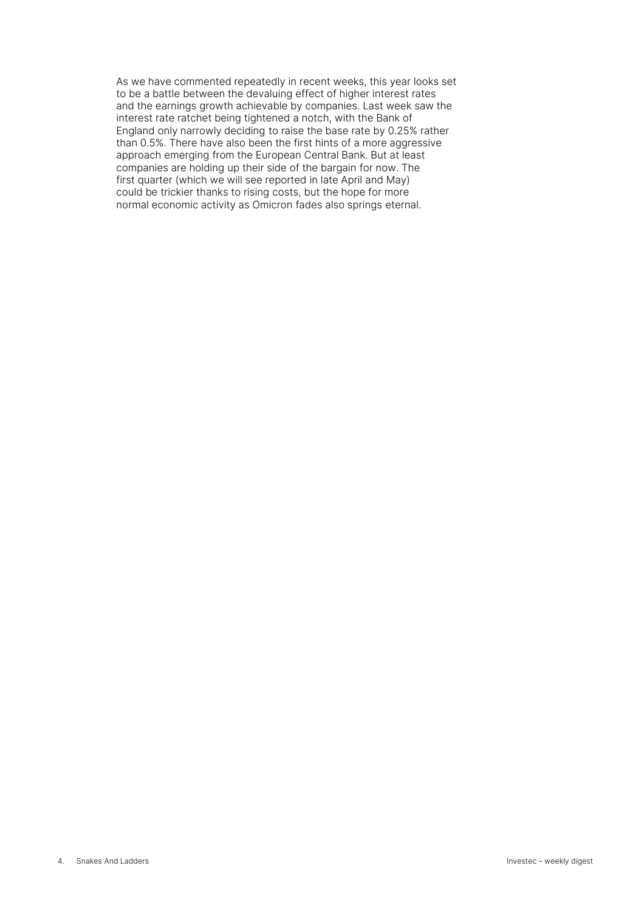As we have commented repeatedly in recent weeks, this year looks set to be a battle between the devaluing effect of higher interest rates and the earnings growth achievable by companies. Last week saw the interest rate ratchet being tightened a notch, with the Bank of England only narrowly deciding to raise the base rate by 0.25% rather than 0.5%. There have also been the first hints of a more aggressive approach emerging from the European Central Bank. But at least companies are holding up their side of the bargain for now. The first quarter (which we will see reported in late April and May) could be trickier thanks to rising costs, but the hope for more normal economic activity as Omicron fades also springs eternal.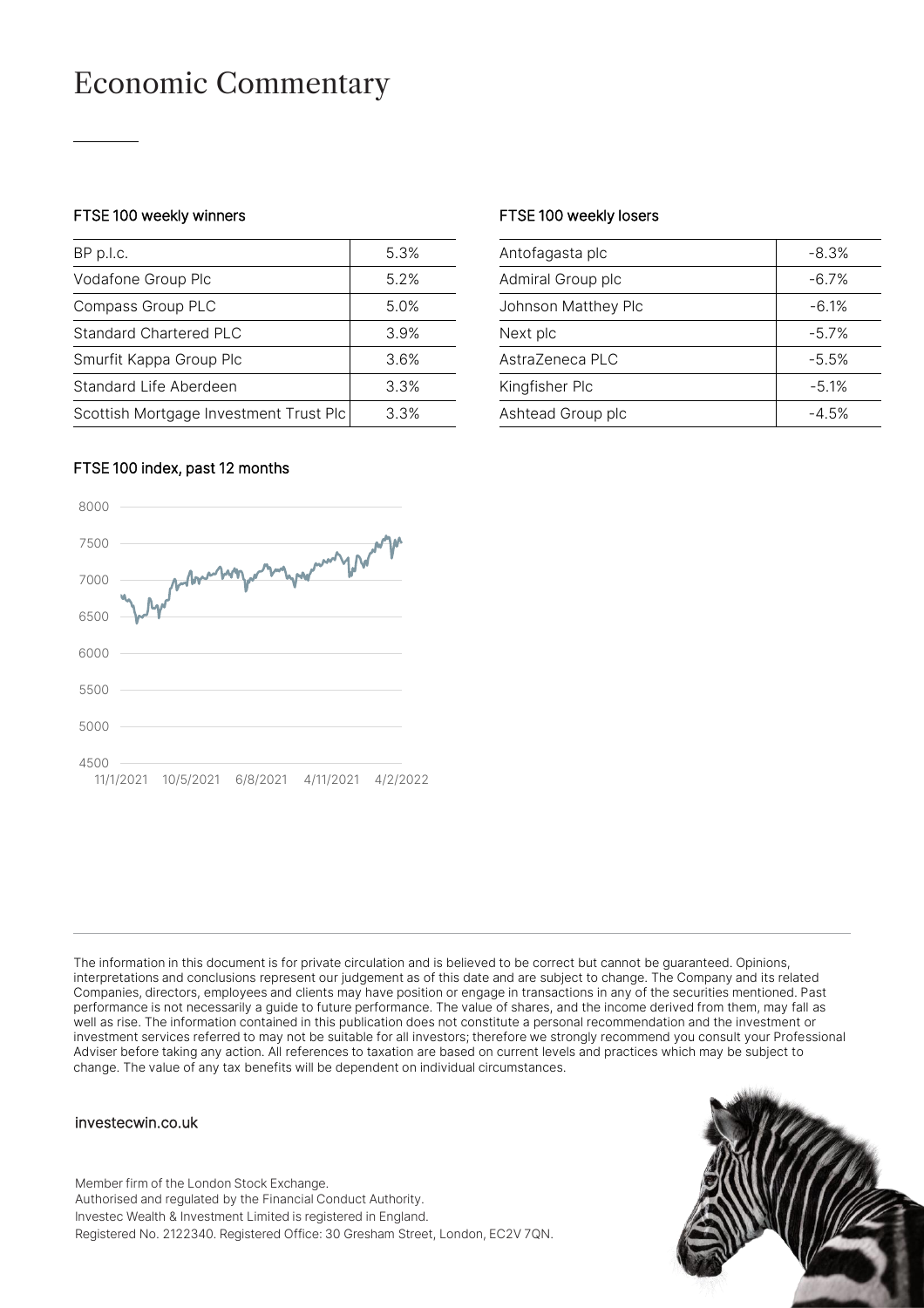# Economic Commentary

### FTSE 100 weekly winners

| | |
|---|---|
| BP p.l.c. | 5.3% |
| Vodafone Group Plc | 5.2% |
| Compass Group PLC | 5.0% |
| Standard Chartered PLC | 3.9% |
| Smurfit Kappa Group Plc | 3.6% |
| Standard Life Aberdeen | 3.3% |
| Scottish Mortgage Investment Trust Plc | 3.3% |

### FTSE 100 weekly losers

| | |
|---|---|
| Antofagasta plc | -8.3% |
| Admiral Group plc | -6.7% |
| Johnson Matthey Plc | -6.1% |
| Next plc | -5.7% |
| AstraZeneca PLC | -5.5% |
| Kingfisher Plc | -5.1% |
| Ashtead Group plc | -4.5% |

### FTSE 100 index, past 12 months

8000
7500
7000
6500
6000
5500
5000
4500
11/1/2021 10/5/2021 6/8/2021 4/11/2021 4/2/2022

The information in this document is for private circulation and is believed to be correct but cannot be guaranteed. Opinions, interpretations and conclusions represent our judgement as of this date and are subject to change. The Company and its related Companies, directors, employees and clients may have position or engage in transactions in any of the securities mentioned. Past performance is not necessarily a guide to future performance. The value of shares, and the income derived from them, may fall as well as rise. The information contained in this publication does not constitute a personal recommendation and the investment or investment services referred to may not be suitable for all investors; therefore we strongly recommend you consult your Professional Adviser before taking any action. All references to taxation are based on current levels and practices which may be subject to change. The value of any tax benefits will be dependent on individual circumstances.

investecwin.co.uk

Member firm of the London Stock Exchange.
Authorised and regulated by the Financial Conduct Authority.
Investec Wealth & Investment Limited is registered in England.
Registered No. 2122340. Registered Office: 30 Gresham Street, London, EC2V 7QN.